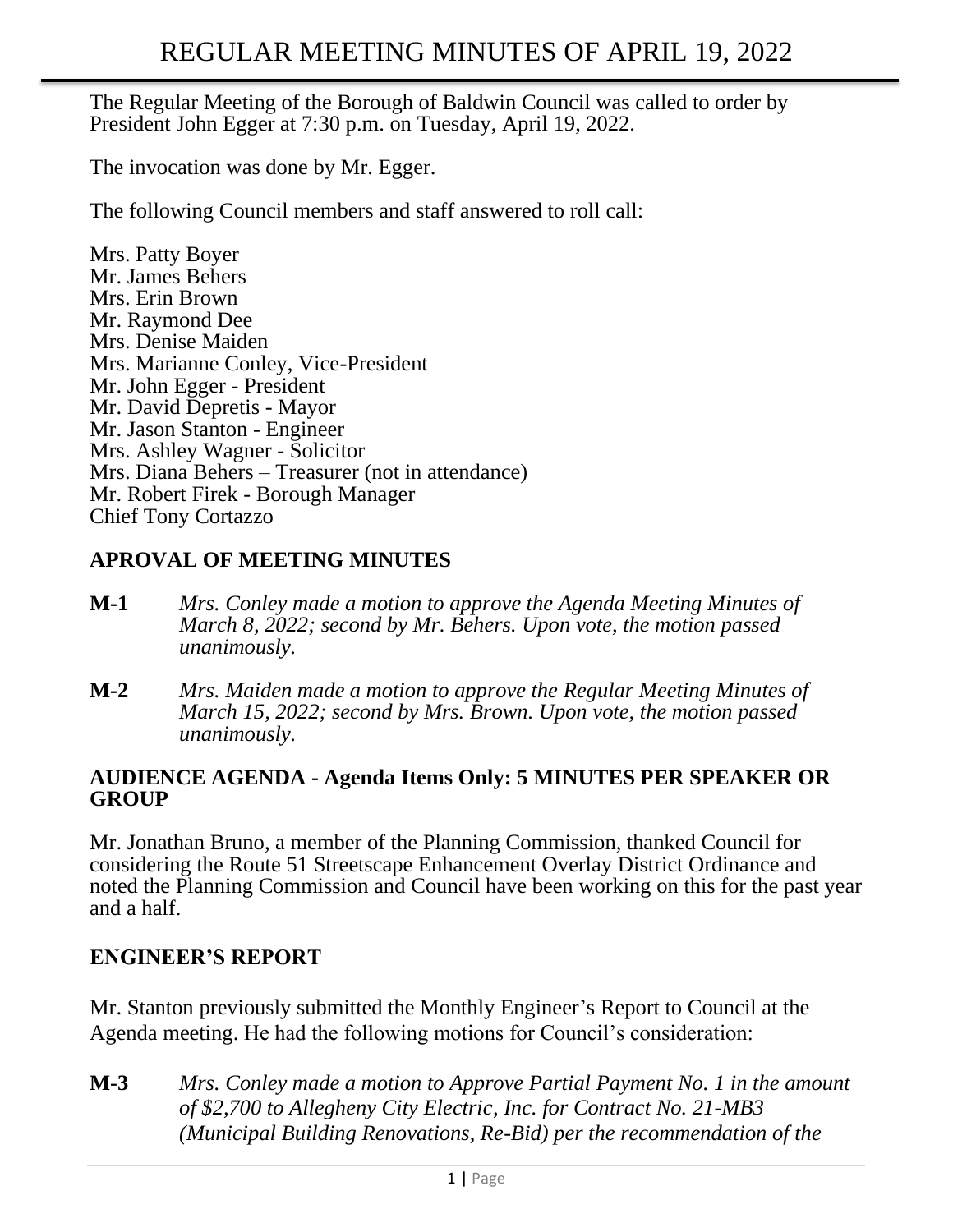# REGULAR MEETING MINUTES OF APRIL 19, 2022

The Regular Meeting of the Borough of Baldwin Council was called to order by President John Egger at 7:30 p.m. on Tuesday, April 19, 2022.

The invocation was done by Mr. Egger.

The following Council members and staff answered to roll call:

Mrs. Patty Boyer
Mr. James Behers
Mrs. Erin Brown
Mr. Raymond Dee
Mrs. Denise Maiden
Mrs. Marianne Conley, Vice-President
Mr. John Egger - President
Mr. David Depretis - Mayor
Mr. Jason Stanton - Engineer
Mrs. Ashley Wagner - Solicitor
Mrs. Diana Behers – Treasurer (not in attendance)
Mr. Robert Firek - Borough Manager
Chief Tony Cortazzo

## APROVAL OF MEETING MINUTES

**M-1** *Mrs. Conley made a motion to approve the Agenda Meeting Minutes of March 8, 2022; second by Mr. Behers. Upon vote, the motion passed unanimously.*

**M-2** *Mrs. Maiden made a motion to approve the Regular Meeting Minutes of March 15, 2022; second by Mrs. Brown. Upon vote, the motion passed unanimously.*

## AUDIENCE AGENDA - Agenda Items Only: 5 MINUTES PER SPEAKER OR GROUP

Mr. Jonathan Bruno, a member of the Planning Commission, thanked Council for considering the Route 51 Streetscape Enhancement Overlay District Ordinance and noted the Planning Commission and Council have been working on this for the past year and a half.

## ENGINEER'S REPORT

Mr. Stanton previously submitted the Monthly Engineer's Report to Council at the Agenda meeting. He had the following motions for Council's consideration:

**M-3** *Mrs. Conley made a motion to Approve Partial Payment No. 1 in the amount of $2,700 to Allegheny City Electric, Inc. for Contract No. 21-MB3 (Municipal Building Renovations, Re-Bid) per the recommendation of the*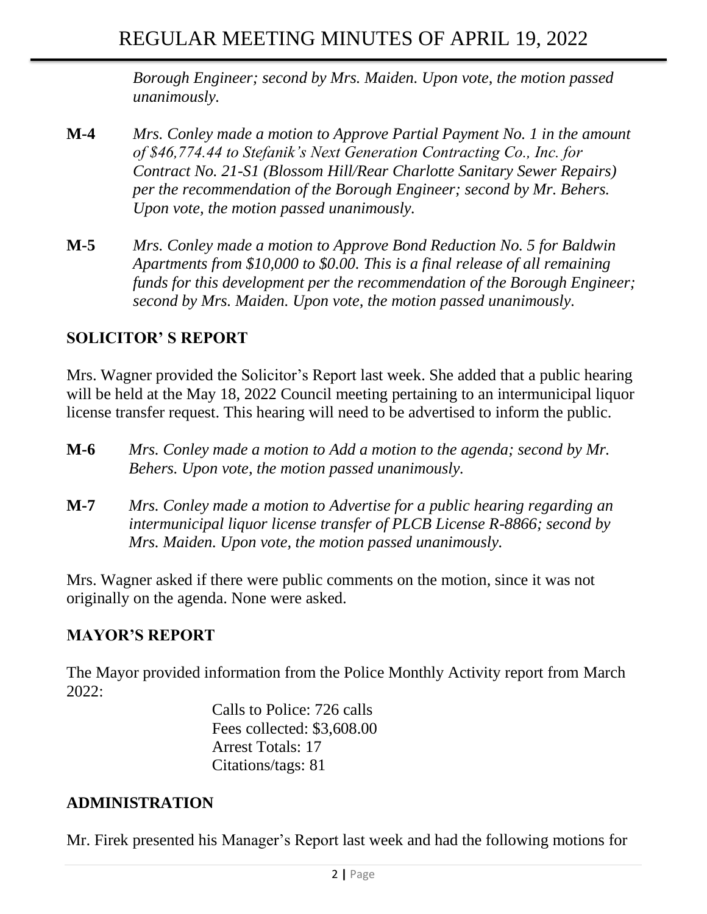*Borough Engineer; second by Mrs. Maiden. Upon vote, the motion passed unanimously.*

**M-4** *Mrs. Conley made a motion to Approve Partial Payment No. 1 in the amount of $46,774.44 to Stefanik's Next Generation Contracting Co., Inc. for Contract No. 21-S1 (Blossom Hill/Rear Charlotte Sanitary Sewer Repairs) per the recommendation of the Borough Engineer; second by Mr. Behers. Upon vote, the motion passed unanimously.*

**M-5** *Mrs. Conley made a motion to Approve Bond Reduction No. 5 for Baldwin Apartments from $10,000 to $0.00. This is a final release of all remaining funds for this development per the recommendation of the Borough Engineer; second by Mrs. Maiden. Upon vote, the motion passed unanimously.*

## SOLICITOR' S REPORT

Mrs. Wagner provided the Solicitor's Report last week. She added that a public hearing will be held at the May 18, 2022 Council meeting pertaining to an intermunicipal liquor license transfer request. This hearing will need to be advertised to inform the public.

**M-6** *Mrs. Conley made a motion to Add a motion to the agenda; second by Mr. Behers. Upon vote, the motion passed unanimously.*

**M-7** *Mrs. Conley made a motion to Advertise for a public hearing regarding an intermunicipal liquor license transfer of PLCB License R-8866; second by Mrs. Maiden. Upon vote, the motion passed unanimously.*

Mrs. Wagner asked if there were public comments on the motion, since it was not originally on the agenda. None were asked.

## MAYOR'S REPORT

The Mayor provided information from the Police Monthly Activity report from March 2022:

Calls to Police: 726 calls
Fees collected: $3,608.00
Arrest Totals: 17
Citations/tags: 81

## ADMINISTRATION

Mr. Firek presented his Manager's Report last week and had the following motions for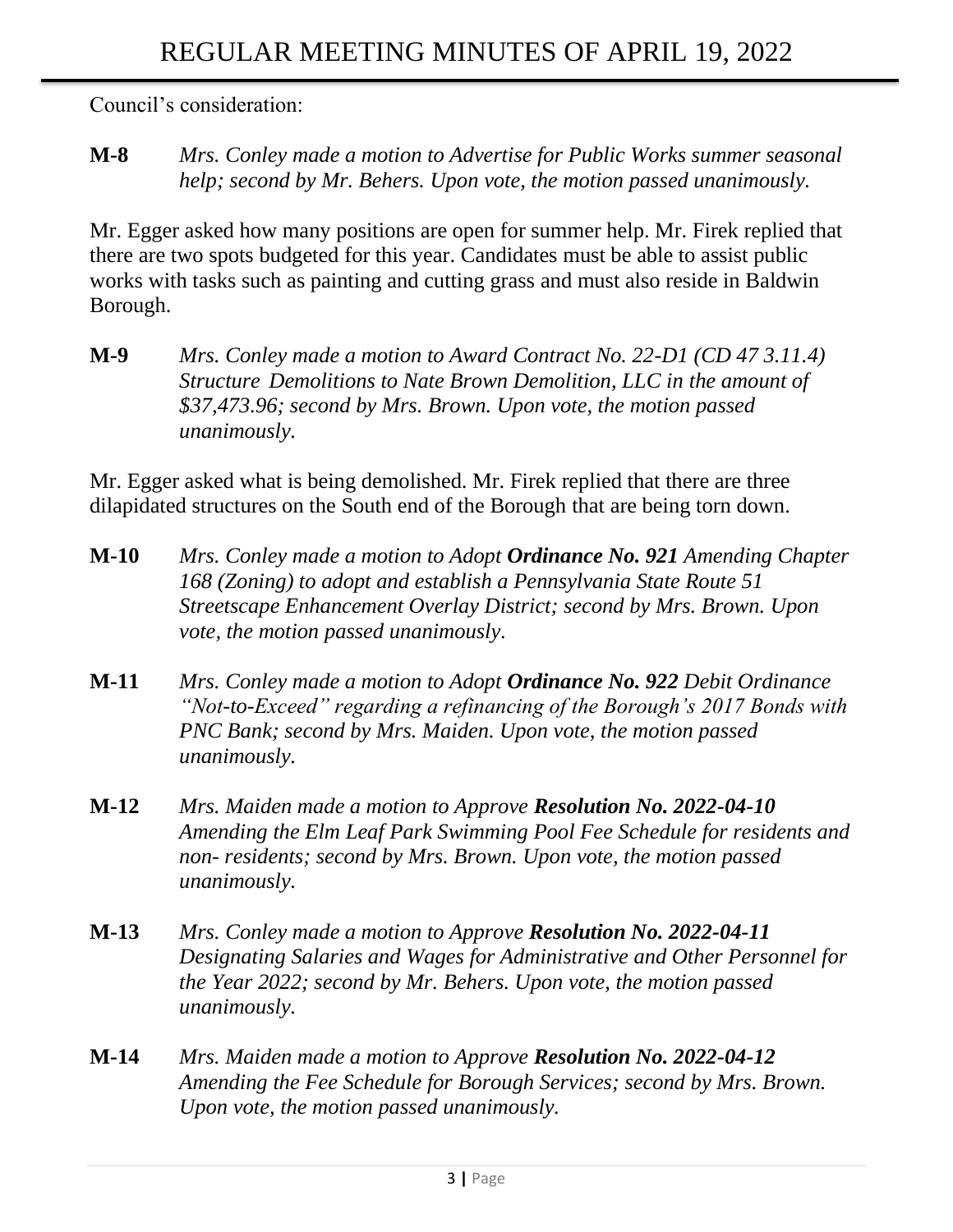Council's consideration:

**M-8** *Mrs. Conley made a motion to Advertise for Public Works summer seasonal help; second by Mr. Behers. Upon vote, the motion passed unanimously.*

Mr. Egger asked how many positions are open for summer help. Mr. Firek replied that there are two spots budgeted for this year. Candidates must be able to assist public works with tasks such as painting and cutting grass and must also reside in Baldwin Borough.

**M-9** *Mrs. Conley made a motion to Award Contract No. 22-D1 (CD 47 3.11.4) Structure Demolitions to Nate Brown Demolition, LLC in the amount of $37,473.96; second by Mrs. Brown. Upon vote, the motion passed unanimously.*

Mr. Egger asked what is being demolished. Mr. Firek replied that there are three dilapidated structures on the South end of the Borough that are being torn down.

**M-10** *Mrs. Conley made a motion to Adopt **Ordinance No. 921** Amending Chapter 168 (Zoning) to adopt and establish a Pennsylvania State Route 51 Streetscape Enhancement Overlay District; second by Mrs. Brown. Upon vote, the motion passed unanimously.*

**M-11** *Mrs. Conley made a motion to Adopt **Ordinance No. 922** Debit Ordinance "Not-to-Exceed" regarding a refinancing of the Borough's 2017 Bonds with PNC Bank; second by Mrs. Maiden. Upon vote, the motion passed unanimously.*

**M-12** *Mrs. Maiden made a motion to Approve **Resolution No. 2022-04-10** Amending the Elm Leaf Park Swimming Pool Fee Schedule for residents and non- residents; second by Mrs. Brown. Upon vote, the motion passed unanimously.*

**M-13** *Mrs. Conley made a motion to Approve **Resolution No. 2022-04-11** Designating Salaries and Wages for Administrative and Other Personnel for the Year 2022; second by Mr. Behers. Upon vote, the motion passed unanimously.*

**M-14** *Mrs. Maiden made a motion to Approve **Resolution No. 2022-04-12** Amending the Fee Schedule for Borough Services; second by Mrs. Brown. Upon vote, the motion passed unanimously.*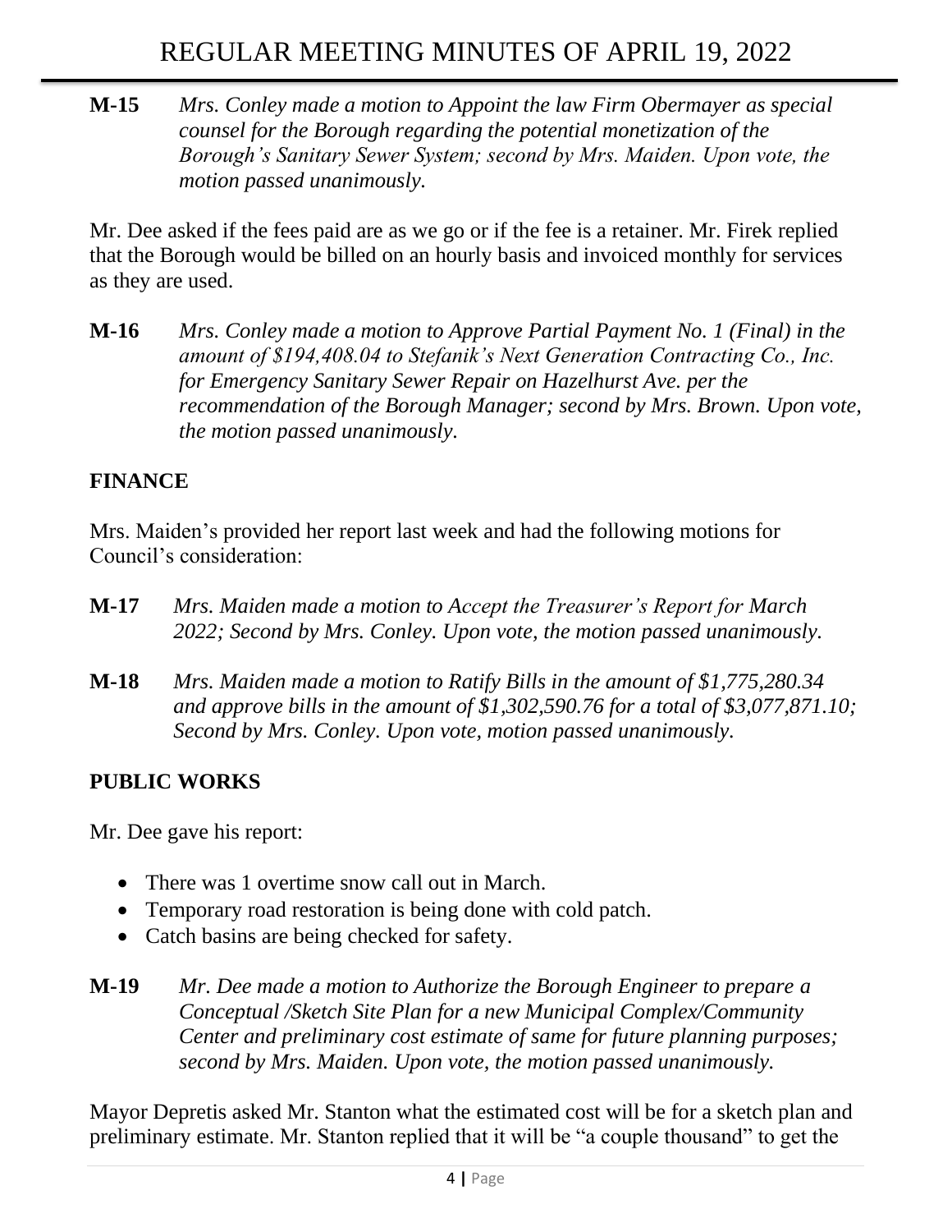**M-15** *Mrs. Conley made a motion to Appoint the law Firm Obermayer as special counsel for the Borough regarding the potential monetization of the Borough's Sanitary Sewer System; second by Mrs. Maiden. Upon vote, the motion passed unanimously.*

Mr. Dee asked if the fees paid are as we go or if the fee is a retainer. Mr. Firek replied that the Borough would be billed on an hourly basis and invoiced monthly for services as they are used.

**M-16** *Mrs. Conley made a motion to Approve Partial Payment No. 1 (Final) in the amount of $194,408.04 to Stefanik's Next Generation Contracting Co., Inc. for Emergency Sanitary Sewer Repair on Hazelhurst Ave. per the recommendation of the Borough Manager; second by Mrs. Brown. Upon vote, the motion passed unanimously.*

## FINANCE

Mrs. Maiden's provided her report last week and had the following motions for Council's consideration:

**M-17** *Mrs. Maiden made a motion to Accept the Treasurer's Report for March 2022; Second by Mrs. Conley. Upon vote, the motion passed unanimously.*

**M-18** *Mrs. Maiden made a motion to Ratify Bills in the amount of $1,775,280.34 and approve bills in the amount of $1,302,590.76 for a total of $3,077,871.10; Second by Mrs. Conley. Upon vote, motion passed unanimously.*

## PUBLIC WORKS

Mr. Dee gave his report:

- There was 1 overtime snow call out in March.
- Temporary road restoration is being done with cold patch.
- Catch basins are being checked for safety.

**M-19** *Mr. Dee made a motion to Authorize the Borough Engineer to prepare a Conceptual /Sketch Site Plan for a new Municipal Complex/Community Center and preliminary cost estimate of same for future planning purposes; second by Mrs. Maiden. Upon vote, the motion passed unanimously.*

Mayor Depretis asked Mr. Stanton what the estimated cost will be for a sketch plan and preliminary estimate. Mr. Stanton replied that it will be "a couple thousand" to get the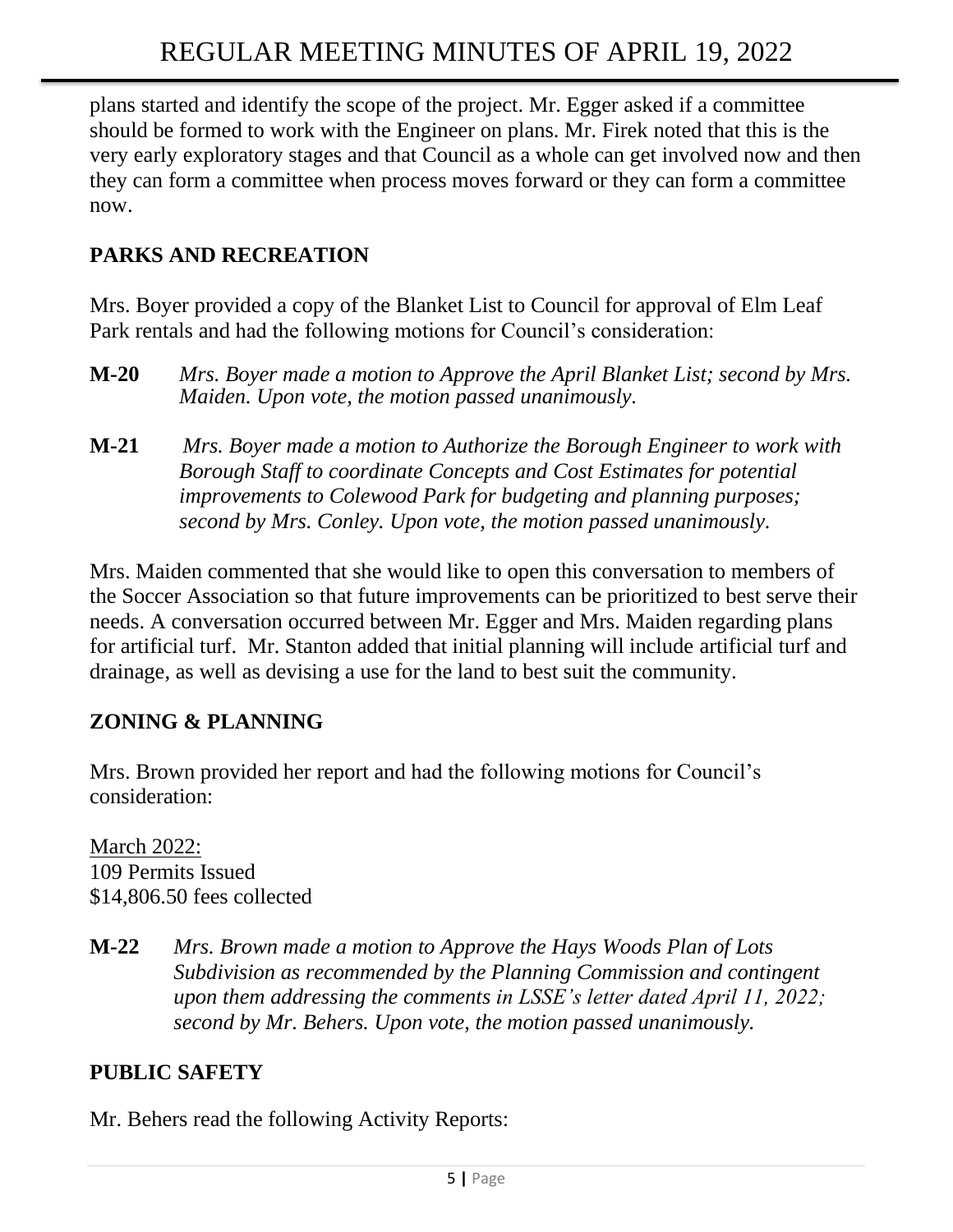plans started and identify the scope of the project. Mr. Egger asked if a committee should be formed to work with the Engineer on plans. Mr. Firek noted that this is the very early exploratory stages and that Council as a whole can get involved now and then they can form a committee when process moves forward or they can form a committee now.

## PARKS AND RECREATION

Mrs. Boyer provided a copy of the Blanket List to Council for approval of Elm Leaf Park rentals and had the following motions for Council's consideration:

**M-20** *Mrs. Boyer made a motion to Approve the April Blanket List; second by Mrs. Maiden. Upon vote, the motion passed unanimously.*

**M-21** *Mrs. Boyer made a motion to Authorize the Borough Engineer to work with Borough Staff to coordinate Concepts and Cost Estimates for potential improvements to Colewood Park for budgeting and planning purposes; second by Mrs. Conley. Upon vote, the motion passed unanimously.*

Mrs. Maiden commented that she would like to open this conversation to members of the Soccer Association so that future improvements can be prioritized to best serve their needs. A conversation occurred between Mr. Egger and Mrs. Maiden regarding plans for artificial turf. Mr. Stanton added that initial planning will include artificial turf and drainage, as well as devising a use for the land to best suit the community.

## ZONING & PLANNING

Mrs. Brown provided her report and had the following motions for Council's consideration:

March 2022:
109 Permits Issued
$14,806.50 fees collected

**M-22** *Mrs. Brown made a motion to Approve the Hays Woods Plan of Lots Subdivision as recommended by the Planning Commission and contingent upon them addressing the comments in LSSE's letter dated April 11, 2022; second by Mr. Behers. Upon vote, the motion passed unanimously.*

## PUBLIC SAFETY

Mr. Behers read the following Activity Reports: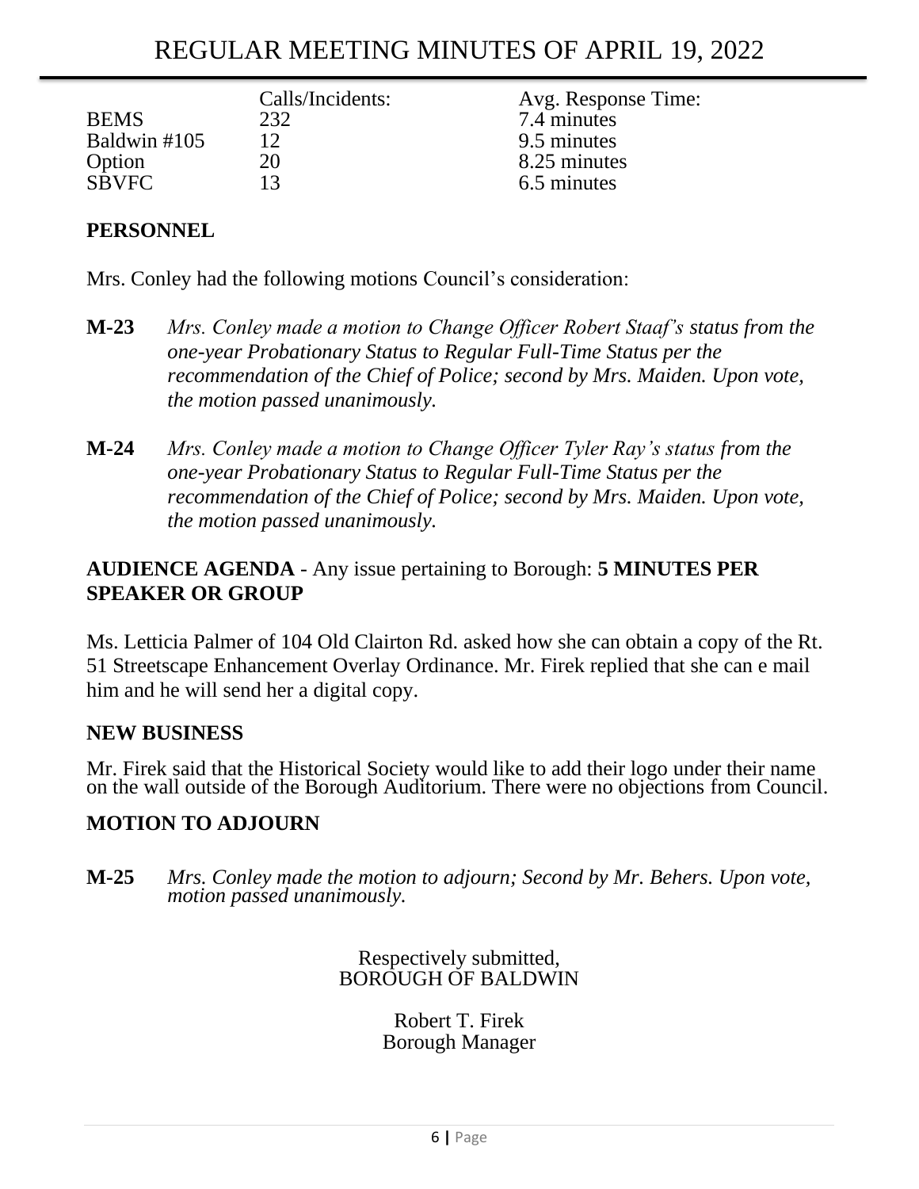| | Calls/Incidents: | Avg. Response Time: |
|---|---|---|
| BEMS | 232 | 7.4 minutes |
| Baldwin #105 | 12 | 9.5 minutes |
| Option | 20 | 8.25 minutes |
| SBVFC | 13 | 6.5 minutes |

## PERSONNEL

Mrs. Conley had the following motions Council's consideration:

**M-23** *Mrs. Conley made a motion to Change Officer Robert Staaf's status from the one-year Probationary Status to Regular Full-Time Status per the recommendation of the Chief of Police; second by Mrs. Maiden. Upon vote, the motion passed unanimously.*

**M-24** *Mrs. Conley made a motion to Change Officer Tyler Ray's status from the one-year Probationary Status to Regular Full-Time Status per the recommendation of the Chief of Police; second by Mrs. Maiden. Upon vote, the motion passed unanimously.*

## AUDIENCE AGENDA - Any issue pertaining to Borough: 5 MINUTES PER SPEAKER OR GROUP

Ms. Letticia Palmer of 104 Old Clairton Rd. asked how she can obtain a copy of the Rt. 51 Streetscape Enhancement Overlay Ordinance. Mr. Firek replied that she can e mail him and he will send her a digital copy.

## NEW BUSINESS

Mr. Firek said that the Historical Society would like to add their logo under their name on the wall outside of the Borough Auditorium. There were no objections from Council.

## MOTION TO ADJOURN

**M-25** *Mrs. Conley made the motion to adjourn; Second by Mr. Behers. Upon vote, motion passed unanimously.*

Respectively submitted,
BOROUGH OF BALDWIN

Robert T. Firek
Borough Manager